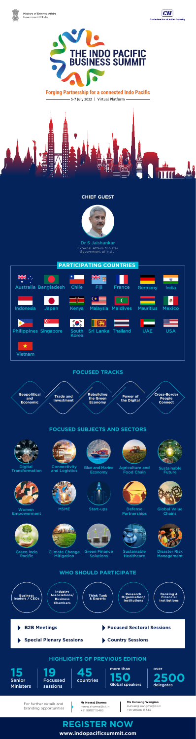Ministry of External Affairs
Government Of India

CII
Confederation of Indian Industry

# THE INDO PACIFIC BUSINESS SUMMIT

**Forging Partnership for a connected Indo Pacific**

5-7 July 2022 | Virtual Platform

## CHIEF GUEST

Dr S Jaishankar
External Affairs Minister
Government of India

## PARTICIPATING COUNTRIES

Australia, Bangladesh, Chile, Fiji, France, Germany, India, Indonesia, Japan, Kenya, Malaysia, Maldives, Mauritius, Mexico, Philippines, Singapore, South Korea, Sri Lanka, Thailand, UAE, USA, Vietnam

## FOCUSED TRACKS

- Geopolitical and Economic
- Trade and Investment
- Rebuilding the Green Economy
- Power of the Digital
- Cross-Border People Connect

## FOCUSED SUBJECTS AND SECTORS

- Digital Transformation
- Connectivity and Logistics
- Blue and Marine Economy
- Agriculture and Food Chain
- Sustainable Future
- Women Empowerment
- MSME
- Start-ups
- Defense Partnerships
- Global Value Chains
- Green Indo Pacific
- Climate Change Mitigation
- Green Finance Solutions
- Sustainable Healthcare
- Disaster Risk Management

## WHO SHOULD PARTICIPATE

- Business leaders / CEOs
- Industry Associations/ Business Chambers
- Think Tank & Experts
- Research Organisation/ Institutions
- Banking & Financial Institutions

- B2B Meetings
- Focused Sectoral Sessions
- Special Plenary Sessions
- Country Sessions

## HIGHLIGHTS OF PREVIOUS EDITION

- **15** Senior Ministers
- **19** Focussed sessions
- **45** countries
- more than **150** Global speakers
- over **2500** delegates

For further details and branding opportunities

**Mr Neeraj Sharma**
neeraj.sharma@cii.in
+91 99107 15485

**Ms Kunsang Wangmo**
kunsang.wangmo@cii.in
+91 96506 15343

# REGISTER NOW

**www.indopacificsummit.com**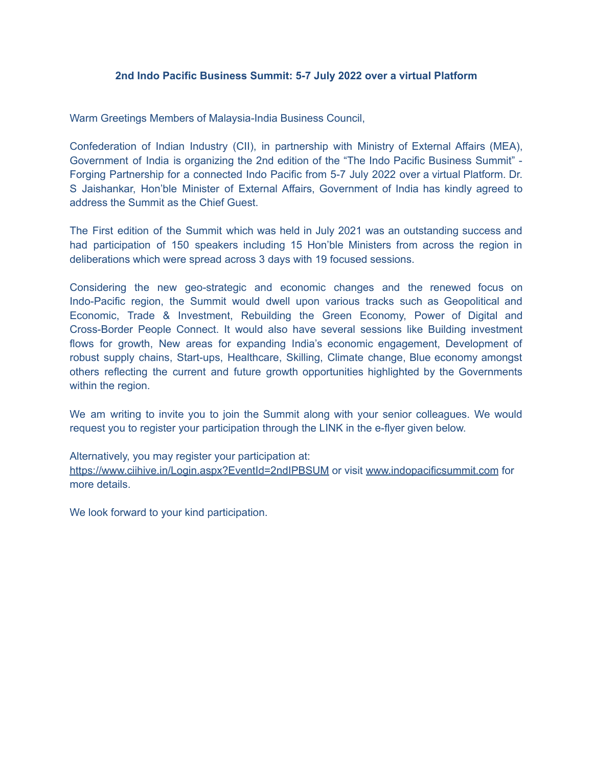**2nd Indo Pacific Business Summit: 5-7 July 2022 over a virtual Platform**

Warm Greetings Members of Malaysia-India Business Council,

Confederation of Indian Industry (CII), in partnership with Ministry of External Affairs (MEA), Government of India is organizing the 2nd edition of the “The Indo Pacific Business Summit” - Forging Partnership for a connected Indo Pacific from 5-7 July 2022 over a virtual Platform. Dr. S Jaishankar, Hon’ble Minister of External Affairs, Government of India has kindly agreed to address the Summit as the Chief Guest.

The First edition of the Summit which was held in July 2021 was an outstanding success and had participation of 150 speakers including 15 Hon’ble Ministers from across the region in deliberations which were spread across 3 days with 19 focused sessions.

Considering the new geo-strategic and economic changes and the renewed focus on Indo-Pacific region, the Summit would dwell upon various tracks such as Geopolitical and Economic, Trade & Investment, Rebuilding the Green Economy, Power of Digital and Cross-Border People Connect. It would also have several sessions like Building investment flows for growth, New areas for expanding India’s economic engagement, Development of robust supply chains, Start-ups, Healthcare, Skilling, Climate change, Blue economy amongst others reflecting the current and future growth opportunities highlighted by the Governments within the region.

We am writing to invite you to join the Summit along with your senior colleagues. We would request you to register your participation through the LINK in the e-flyer given below.

Alternatively, you may register your participation at:
https://www.ciihive.in/Login.aspx?EventId=2ndIPBSUM or visit www.indopacificsummit.com for more details.

We look forward to your kind participation.